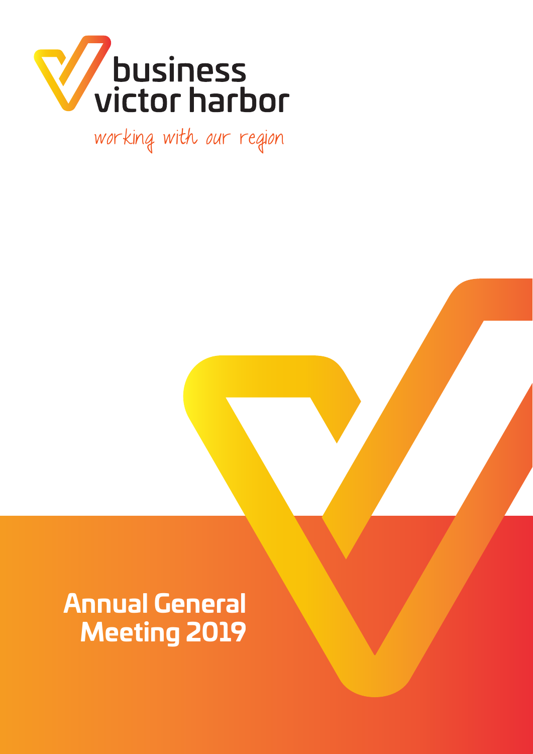business victor harbor

working with our region

# Annual General Meeting 2019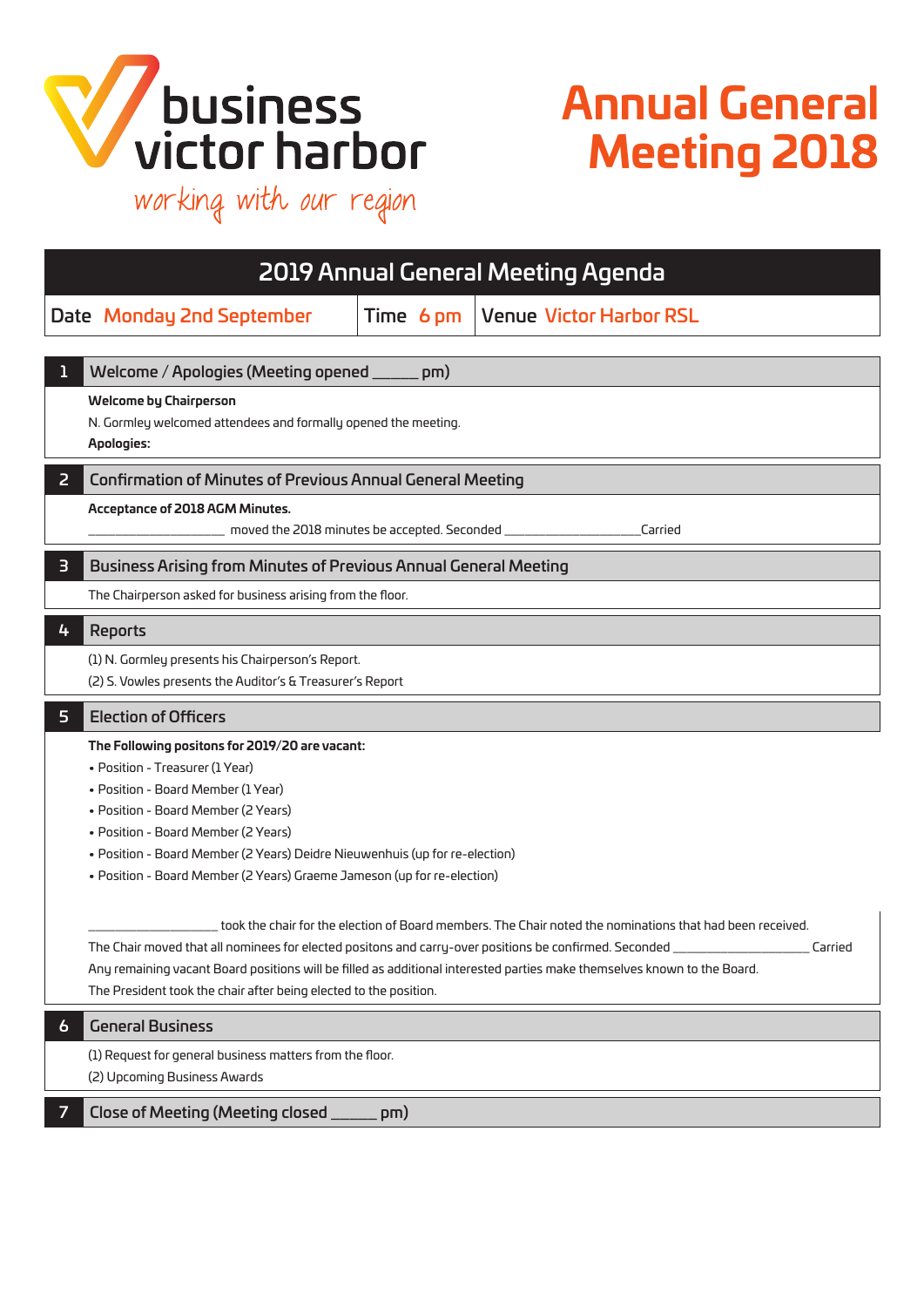business victor harbor

*working with our region*

# Annual General Meeting 2018

## 2019 Annual General Meeting Agenda

| Date Monday 2nd September | Time 6 pm | Venue Victor Harbor RSL |
|---|---|---|

### 1 Welcome / Apologies (Meeting opened ______ pm)

**Welcome by Chairperson**

N. Gormley welcomed attendees and formally opened the meeting.

**Apologies:**

### 2 Confirmation of Minutes of Previous Annual General Meeting

**Acceptance of 2018 AGM Minutes.**

____________________ moved the 2018 minutes be accepted. Seconded ____________________Carried

### 3 Business Arising from Minutes of Previous Annual General Meeting

The Chairperson asked for business arising from the floor.

### 4 Reports

(1) N. Gormley presents his Chairperson's Report.

(2) S. Vowles presents the Auditor's & Treasurer's Report

### 5 Election of Officers

**The Following positons for 2019/20 are vacant:**

- Position - Treasurer (1 Year)
- Position - Board Member (1 Year)
- Position - Board Member (2 Years)
- Position - Board Member (2 Years)
- Position - Board Member (2 Years) Deidre Nieuwenhuis (up for re-election)
- Position - Board Member (2 Years) Graeme Jameson (up for re-election)

____________________ took the chair for the election of Board members. The Chair noted the nominations that had been received.

The Chair moved that all nominees for elected positons and carry-over positions be confirmed. Seconded ____________________ Carried

Any remaining vacant Board positions will be filled as additional interested parties make themselves known to the Board.

The President took the chair after being elected to the position.

### 6 General Business

(1) Request for general business matters from the floor.

(2) Upcoming Business Awards

### 7 Close of Meeting (Meeting closed ______ pm)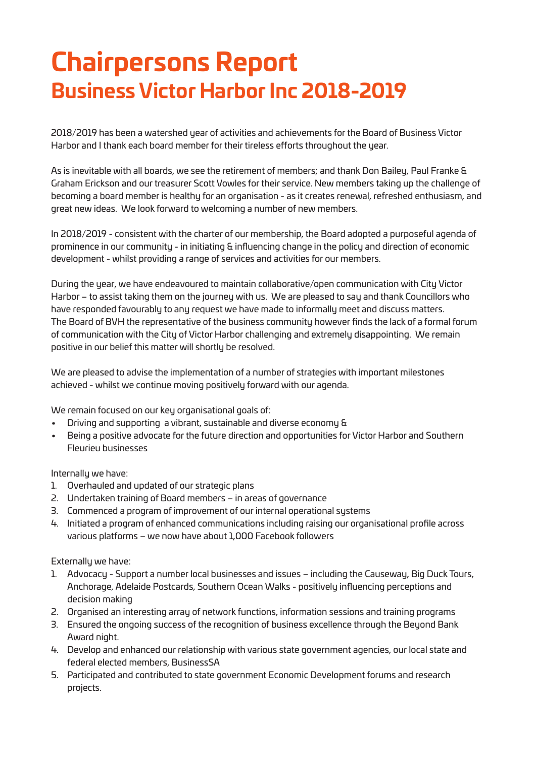# Chairpersons Report

## Business Victor Harbor Inc 2018-2019

2018/2019 has been a watershed year of activities and achievements for the Board of Business Victor Harbor and I thank each board member for their tireless efforts throughout the year.

As is inevitable with all boards, we see the retirement of members; and thank Don Bailey, Paul Franke & Graham Erickson and our treasurer Scott Vowles for their service. New members taking up the challenge of becoming a board member is healthy for an organisation - as it creates renewal, refreshed enthusiasm, and great new ideas. We look forward to welcoming a number of new members.

In 2018/2019 - consistent with the charter of our membership, the Board adopted a purposeful agenda of prominence in our community - in initiating & influencing change in the policy and direction of economic development - whilst providing a range of services and activities for our members.

During the year, we have endeavoured to maintain collaborative/open communication with City Victor Harbor – to assist taking them on the journey with us. We are pleased to say and thank Councillors who have responded favourably to any request we have made to informally meet and discuss matters. The Board of BVH the representative of the business community however finds the lack of a formal forum of communication with the City of Victor Harbor challenging and extremely disappointing. We remain positive in our belief this matter will shortly be resolved.

We are pleased to advise the implementation of a number of strategies with important milestones achieved - whilst we continue moving positively forward with our agenda.

We remain focused on our key organisational goals of:

- Driving and supporting a vibrant, sustainable and diverse economy &
- Being a positive advocate for the future direction and opportunities for Victor Harbor and Southern Fleurieu businesses

Internally we have:

1. Overhauled and updated of our strategic plans
2. Undertaken training of Board members – in areas of governance
3. Commenced a program of improvement of our internal operational systems
4. Initiated a program of enhanced communications including raising our organisational profile across various platforms – we now have about 1,000 Facebook followers

Externally we have:

1. Advocacy - Support a number local businesses and issues – including the Causeway, Big Duck Tours, Anchorage, Adelaide Postcards, Southern Ocean Walks - positively influencing perceptions and decision making
2. Organised an interesting array of network functions, information sessions and training programs
3. Ensured the ongoing success of the recognition of business excellence through the Beyond Bank Award night.
4. Develop and enhanced our relationship with various state government agencies, our local state and federal elected members, BusinessSA
5. Participated and contributed to state government Economic Development forums and research projects.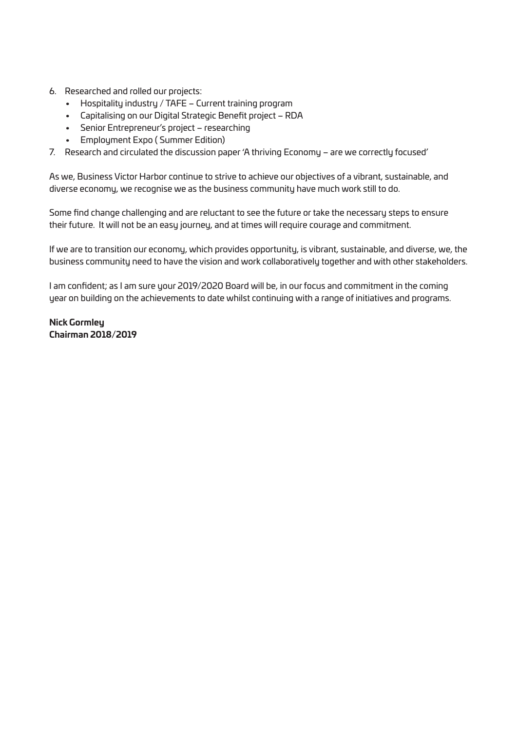6. Researched and rolled our projects:
   - Hospitality industry / TAFE – Current training program
   - Capitalising on our Digital Strategic Benefit project – RDA
   - Senior Entrepreneur's project – researching
   - Employment Expo ( Summer Edition)
7. Research and circulated the discussion paper 'A thriving Economy – are we correctly focused'

As we, Business Victor Harbor continue to strive to achieve our objectives of a vibrant, sustainable, and diverse economy, we recognise we as the business community have much work still to do.

Some find change challenging and are reluctant to see the future or take the necessary steps to ensure their future. It will not be an easy journey, and at times will require courage and commitment.

If we are to transition our economy, which provides opportunity, is vibrant, sustainable, and diverse, we, the business community need to have the vision and work collaboratively together and with other stakeholders.

I am confident; as I am sure your 2019/2020 Board will be, in our focus and commitment in the coming year on building on the achievements to date whilst continuing with a range of initiatives and programs.

**Nick Gormley**
**Chairman 2018/2019**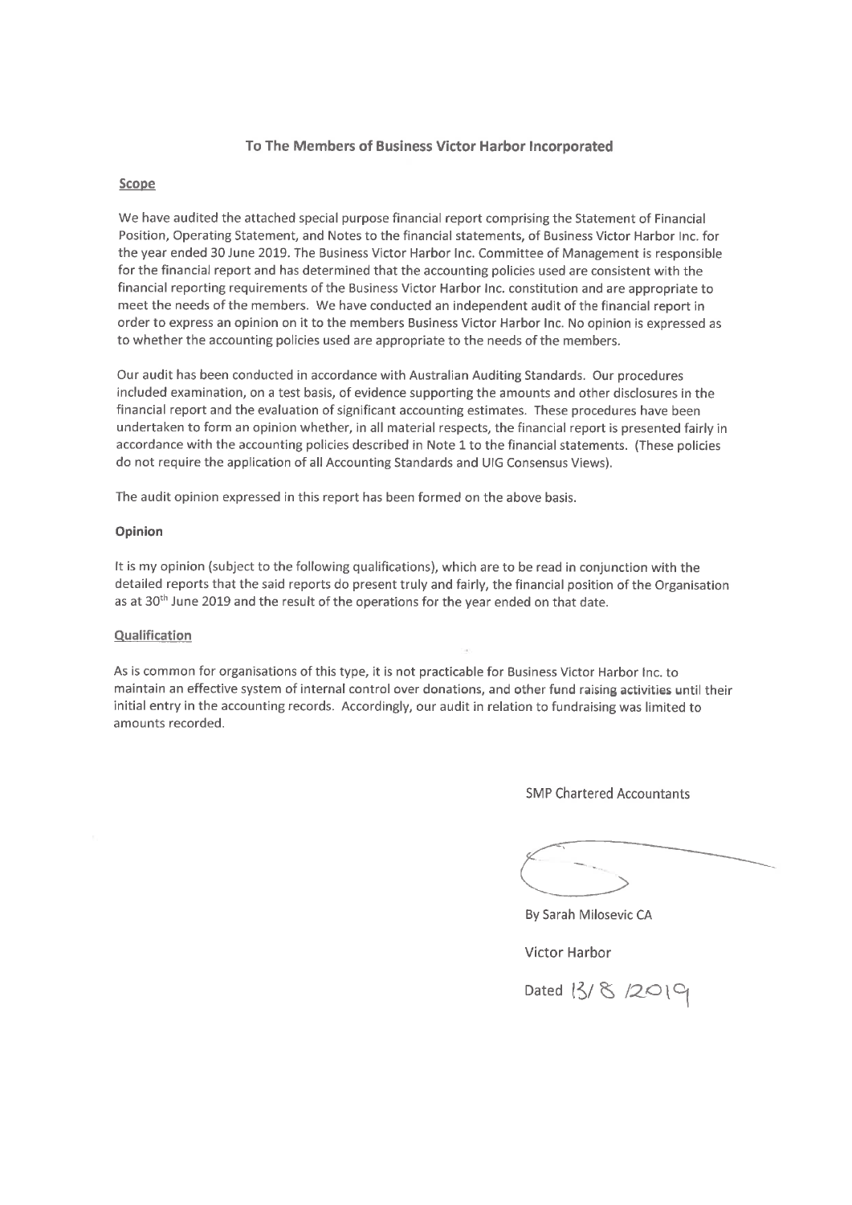## To The Members of Business Victor Harbor Incorporated

### Scope

We have audited the attached special purpose financial report comprising the Statement of Financial Position, Operating Statement, and Notes to the financial statements, of Business Victor Harbor Inc. for the year ended 30 June 2019. The Business Victor Harbor Inc. Committee of Management is responsible for the financial report and has determined that the accounting policies used are consistent with the financial reporting requirements of the Business Victor Harbor Inc. constitution and are appropriate to meet the needs of the members. We have conducted an independent audit of the financial report in order to express an opinion on it to the members Business Victor Harbor Inc. No opinion is expressed as to whether the accounting policies used are appropriate to the needs of the members.

Our audit has been conducted in accordance with Australian Auditing Standards. Our procedures included examination, on a test basis, of evidence supporting the amounts and other disclosures in the financial report and the evaluation of significant accounting estimates. These procedures have been undertaken to form an opinion whether, in all material respects, the financial report is presented fairly in accordance with the accounting policies described in Note 1 to the financial statements. (These policies do not require the application of all Accounting Standards and UIG Consensus Views).

The audit opinion expressed in this report has been formed on the above basis.

### Opinion

It is my opinion (subject to the following qualifications), which are to be read in conjunction with the detailed reports that the said reports do present truly and fairly, the financial position of the Organisation as at 30th June 2019 and the result of the operations for the year ended on that date.

### Qualification

As is common for organisations of this type, it is not practicable for Business Victor Harbor Inc. to maintain an effective system of internal control over donations, and other fund raising activities until their initial entry in the accounting records. Accordingly, our audit in relation to fundraising was limited to amounts recorded.

SMP Chartered Accountants

By Sarah Milosevic CA

Victor Harbor

Dated 13/8/2019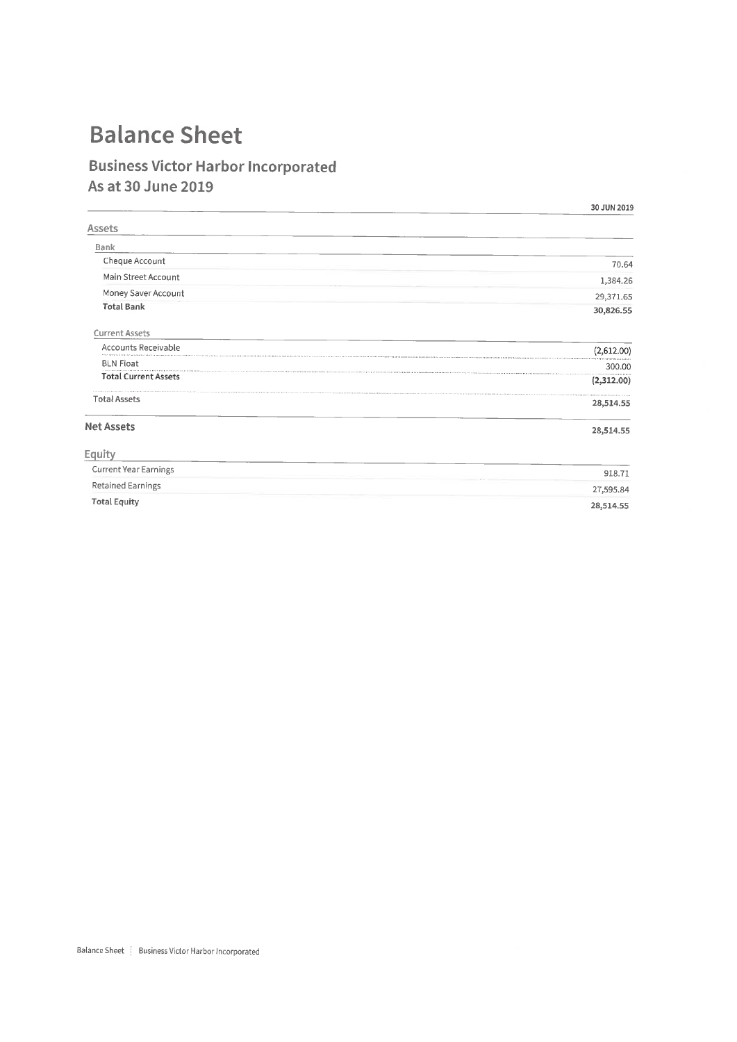# Balance Sheet

## Business Victor Harbor Incorporated
## As at 30 June 2019

| | 30 JUN 2019 |
|---|---|
| **Assets** | |
| Bank | |
| Cheque Account | 70.64 |
| Main Street Account | 1,384.26 |
| Money Saver Account | 29,371.65 |
| **Total Bank** | **30,826.55** |
| Current Assets | |
| Accounts Receivable | (2,612.00) |
| BLN Float | 300.00 |
| **Total Current Assets** | **(2,312.00)** |
| Total Assets | 28,514.55 |
| **Net Assets** | **28,514.55** |
| **Equity** | |
| Current Year Earnings | 918.71 |
| Retained Earnings | 27,595.84 |
| **Total Equity** | **28,514.55** |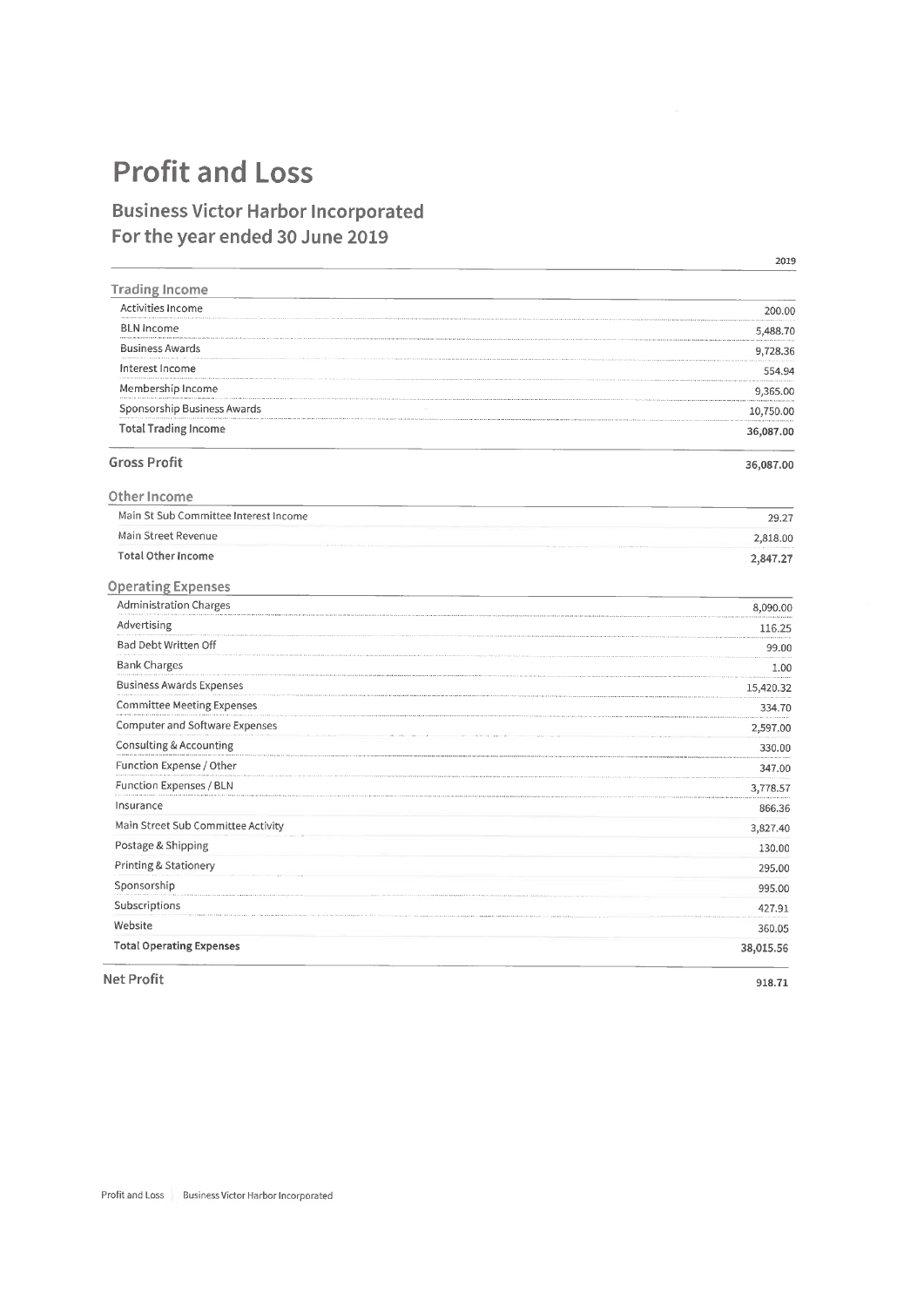# Profit and Loss

## Business Victor Harbor Incorporated
## For the year ended 30 June 2019

| | 2019 |
|---|---|
| **Trading Income** | |
| Activities Income | 200.00 |
| BLN Income | 5,488.70 |
| Business Awards | 9,728.36 |
| Interest Income | 554.94 |
| Membership Income | 9,365.00 |
| Sponsorship Business Awards | 10,750.00 |
| **Total Trading Income** | **36,087.00** |
| **Gross Profit** | **36,087.00** |
| **Other Income** | |
| Main St Sub Committee Interest Income | 29.27 |
| Main Street Revenue | 2,818.00 |
| **Total Other Income** | **2,847.27** |
| **Operating Expenses** | |
| Administration Charges | 8,090.00 |
| Advertising | 116.25 |
| Bad Debt Written Off | 99.00 |
| Bank Charges | 1.00 |
| Business Awards Expenses | 15,420.32 |
| Committee Meeting Expenses | 334.70 |
| Computer and Software Expenses | 2,597.00 |
| Consulting & Accounting | 330.00 |
| Function Expense / Other | 347.00 |
| Function Expenses / BLN | 3,778.57 |
| Insurance | 866.36 |
| Main Street Sub Committee Activity | 3,827.40 |
| Postage & Shipping | 130.00 |
| Printing & Stationery | 295.00 |
| Sponsorship | 995.00 |
| Subscriptions | 427.91 |
| Website | 360.05 |
| **Total Operating Expenses** | **38,015.56** |
| **Net Profit** | **918.71** |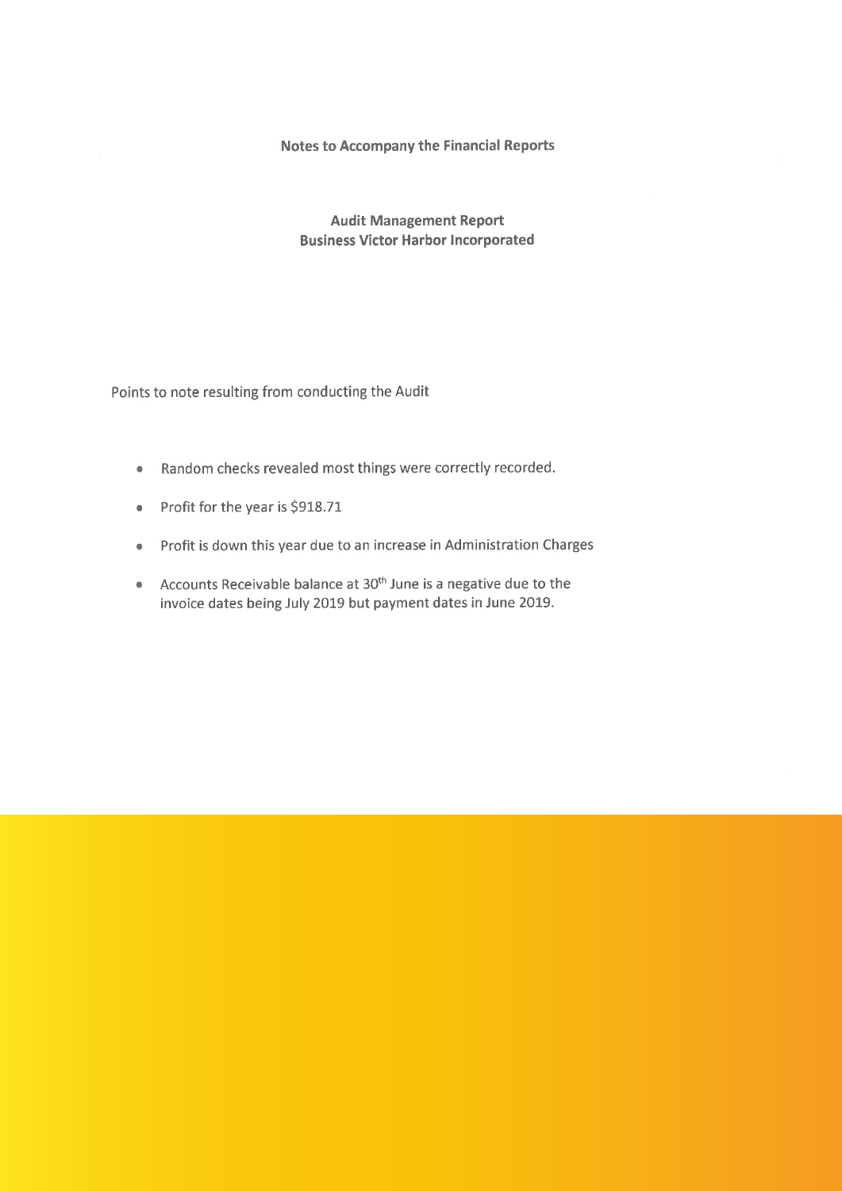**Notes to Accompany the Financial Reports**

**Audit Management Report**
**Business Victor Harbor Incorporated**

Points to note resulting from conducting the Audit

- Random checks revealed most things were correctly recorded.
- Profit for the year is $918.71
- Profit is down this year due to an increase in Administration Charges
- Accounts Receivable balance at 30th June is a negative due to the invoice dates being July 2019 but payment dates in June 2019.